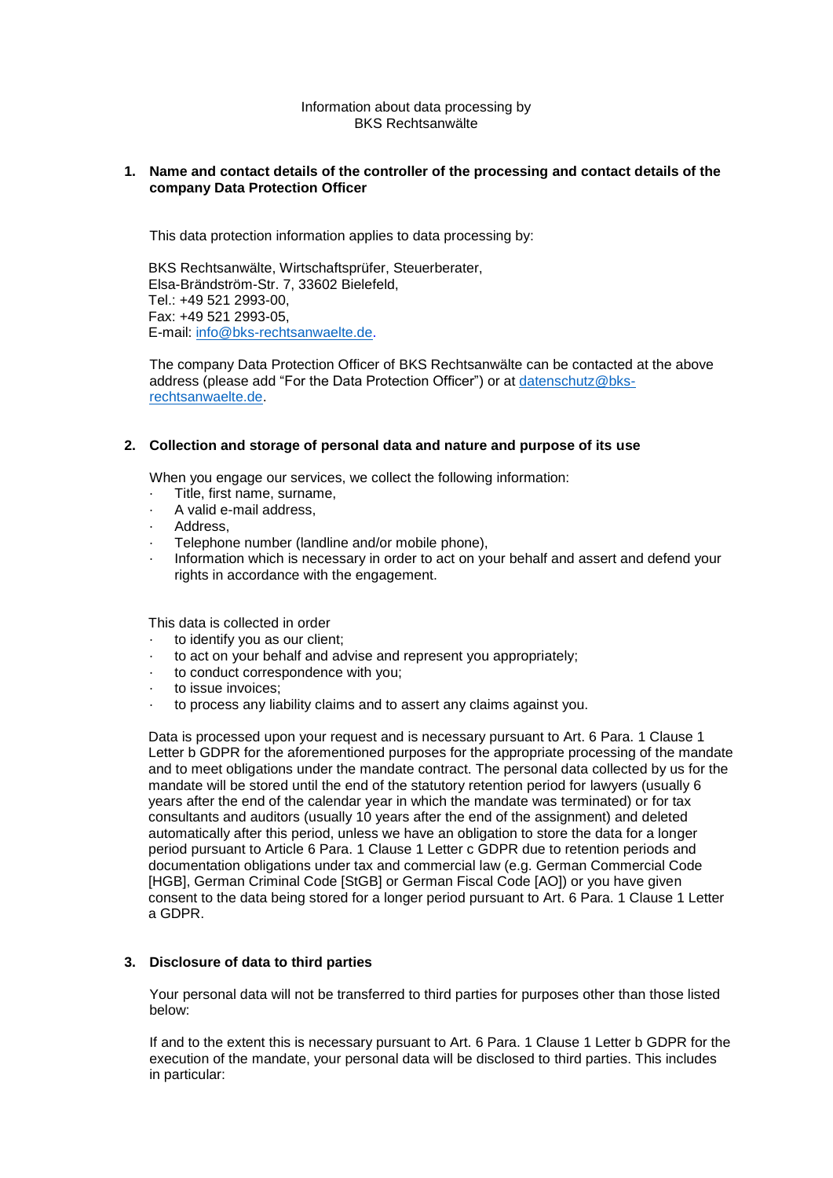Information about data processing by
BKS Rechtsanwälte

## 1. Name and contact details of the controller of the processing and contact details of the company Data Protection Officer

This data protection information applies to data processing by:

BKS Rechtsanwälte, Wirtschaftsprüfer, Steuerberater,
Elsa-Brändström-Str. 7, 33602 Bielefeld,
Tel.: +49 521 2993-00,
Fax: +49 521 2993-05,
E-mail: info@bks-rechtsanwaelte.de.

The company Data Protection Officer of BKS Rechtsanwälte can be contacted at the above address (please add "For the Data Protection Officer") or at datenschutz@bks-rechtsanwaelte.de.

## 2. Collection and storage of personal data and nature and purpose of its use

When you engage our services, we collect the following information:

- Title, first name, surname,
- A valid e-mail address,
- Address,
- Telephone number (landline and/or mobile phone),
- Information which is necessary in order to act on your behalf and assert and defend your rights in accordance with the engagement.

This data is collected in order

- to identify you as our client;
- to act on your behalf and advise and represent you appropriately;
- to conduct correspondence with you;
- to issue invoices;
- to process any liability claims and to assert any claims against you.

Data is processed upon your request and is necessary pursuant to Art. 6 Para. 1 Clause 1 Letter b GDPR for the aforementioned purposes for the appropriate processing of the mandate and to meet obligations under the mandate contract. The personal data collected by us for the mandate will be stored until the end of the statutory retention period for lawyers (usually 6 years after the end of the calendar year in which the mandate was terminated) or for tax consultants and auditors (usually 10 years after the end of the assignment) and deleted automatically after this period, unless we have an obligation to store the data for a longer period pursuant to Article 6 Para. 1 Clause 1 Letter c GDPR due to retention periods and documentation obligations under tax and commercial law (e.g. German Commercial Code [HGB], German Criminal Code [StGB] or German Fiscal Code [AO]) or you have given consent to the data being stored for a longer period pursuant to Art. 6 Para. 1 Clause 1 Letter a GDPR.

## 3. Disclosure of data to third parties

Your personal data will not be transferred to third parties for purposes other than those listed below:

If and to the extent this is necessary pursuant to Art. 6 Para. 1 Clause 1 Letter b GDPR for the execution of the mandate, your personal data will be disclosed to third parties. This includes in particular: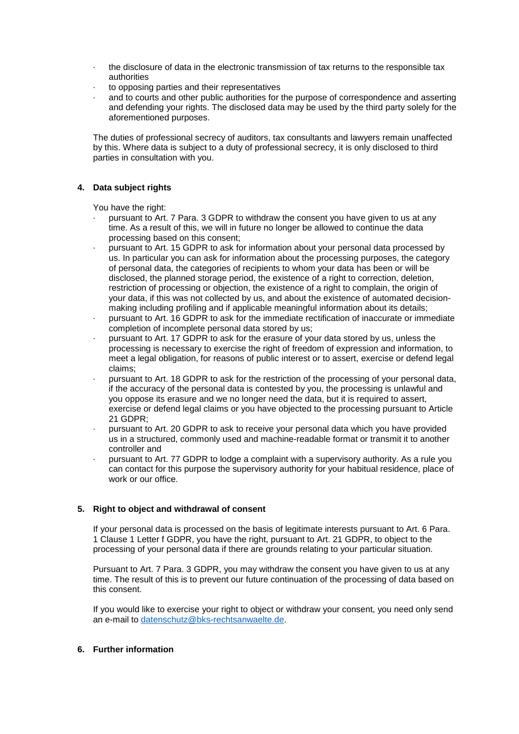- the disclosure of data in the electronic transmission of tax returns to the responsible tax authorities
- to opposing parties and their representatives
- and to courts and other public authorities for the purpose of correspondence and asserting and defending your rights. The disclosed data may be used by the third party solely for the aforementioned purposes.

The duties of professional secrecy of auditors, tax consultants and lawyers remain unaffected by this. Where data is subject to a duty of professional secrecy, it is only disclosed to third parties in consultation with you.

## 4. Data subject rights

You have the right:

- pursuant to Art. 7 Para. 3 GDPR to withdraw the consent you have given to us at any time. As a result of this, we will in future no longer be allowed to continue the data processing based on this consent;
- pursuant to Art. 15 GDPR to ask for information about your personal data processed by us. In particular you can ask for information about the processing purposes, the category of personal data, the categories of recipients to whom your data has been or will be disclosed, the planned storage period, the existence of a right to correction, deletion, restriction of processing or objection, the existence of a right to complain, the origin of your data, if this was not collected by us, and about the existence of automated decision-making including profiling and if applicable meaningful information about its details;
- pursuant to Art. 16 GDPR to ask for the immediate rectification of inaccurate or immediate completion of incomplete personal data stored by us;
- pursuant to Art. 17 GDPR to ask for the erasure of your data stored by us, unless the processing is necessary to exercise the right of freedom of expression and information, to meet a legal obligation, for reasons of public interest or to assert, exercise or defend legal claims;
- pursuant to Art. 18 GDPR to ask for the restriction of the processing of your personal data, if the accuracy of the personal data is contested by you, the processing is unlawful and you oppose its erasure and we no longer need the data, but it is required to assert, exercise or defend legal claims or you have objected to the processing pursuant to Article 21 GDPR;
- pursuant to Art. 20 GDPR to ask to receive your personal data which you have provided us in a structured, commonly used and machine-readable format or transmit it to another controller and
- pursuant to Art. 77 GDPR to lodge a complaint with a supervisory authority. As a rule you can contact for this purpose the supervisory authority for your habitual residence, place of work or our office.

## 5. Right to object and withdrawal of consent

If your personal data is processed on the basis of legitimate interests pursuant to Art. 6 Para. 1 Clause 1 Letter f GDPR, you have the right, pursuant to Art. 21 GDPR, to object to the processing of your personal data if there are grounds relating to your particular situation.

Pursuant to Art. 7 Para. 3 GDPR, you may withdraw the consent you have given to us at any time. The result of this is to prevent our future continuation of the processing of data based on this consent.

If you would like to exercise your right to object or withdraw your consent, you need only send an e-mail to datenschutz@bks-rechtsanwaelte.de.

## 6. Further information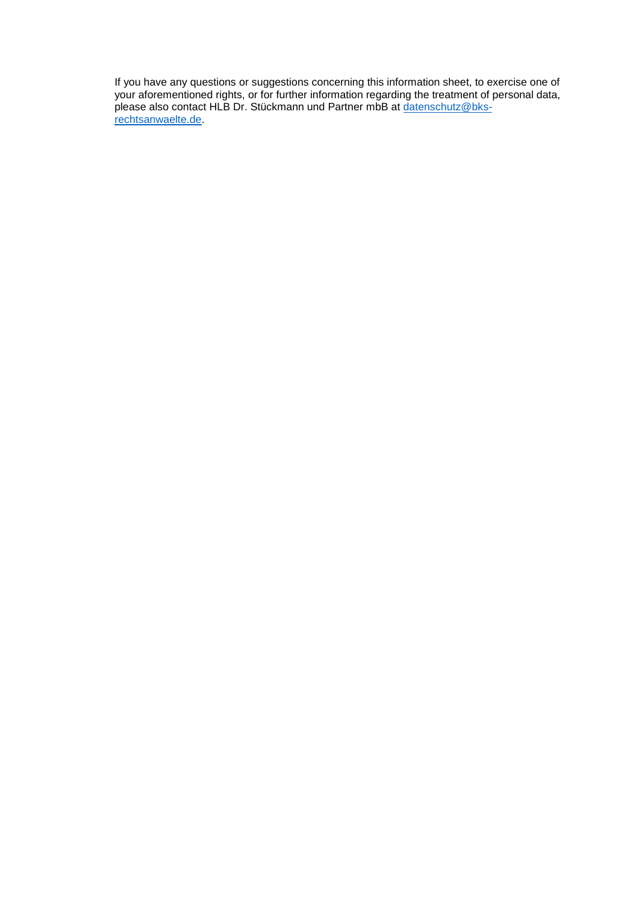If you have any questions or suggestions concerning this information sheet, to exercise one of your aforementioned rights, or for further information regarding the treatment of personal data, please also contact HLB Dr. Stückmann und Partner mbB at [datenschutz@bks-rechtsanwaelte.de](mailto:datenschutz@bks-rechtsanwaelte.de).